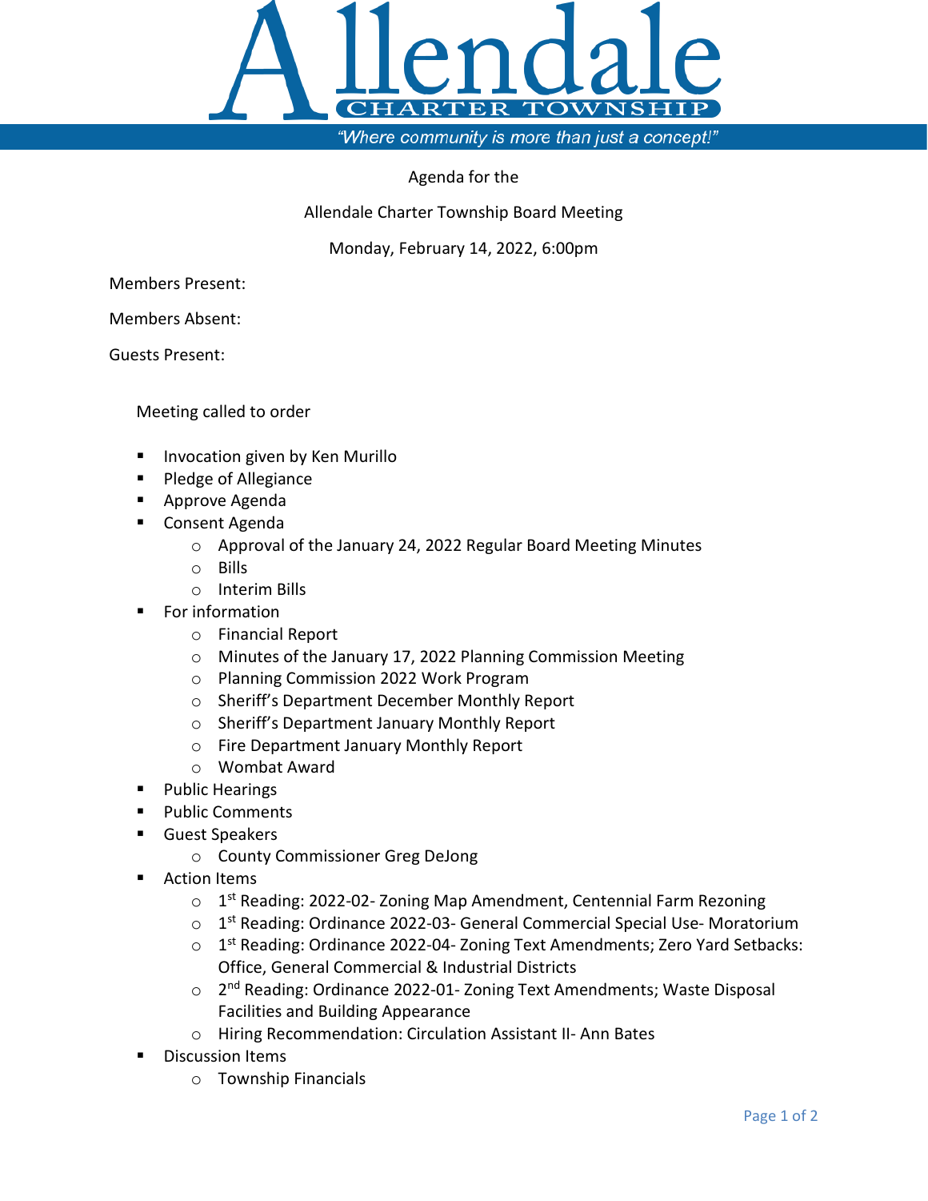# Allendale

CHARTER TOWNSHIP

*"Where community is more than just a concept!"*

Agenda for the

Allendale Charter Township Board Meeting

Monday, February 14, 2022, 6:00pm

Members Present:

Members Absent:

Guests Present:

Meeting called to order

- Invocation given by Ken Murillo
- Pledge of Allegiance
- Approve Agenda
- Consent Agenda
    - Approval of the January 24, 2022 Regular Board Meeting Minutes
    - Bills
    - Interim Bills
- For information
    - Financial Report
    - Minutes of the January 17, 2022 Planning Commission Meeting
    - Planning Commission 2022 Work Program
    - Sheriff's Department December Monthly Report
    - Sheriff's Department January Monthly Report
    - Fire Department January Monthly Report
    - Wombat Award
- Public Hearings
- Public Comments
- Guest Speakers
    - County Commissioner Greg DeJong
- Action Items
    - 1st Reading: 2022-02- Zoning Map Amendment, Centennial Farm Rezoning
    - 1st Reading: Ordinance 2022-03- General Commercial Special Use- Moratorium
    - 1st Reading: Ordinance 2022-04- Zoning Text Amendments; Zero Yard Setbacks: Office, General Commercial & Industrial Districts
    - 2nd Reading: Ordinance 2022-01- Zoning Text Amendments; Waste Disposal Facilities and Building Appearance
    - Hiring Recommendation: Circulation Assistant II- Ann Bates
- Discussion Items
    - Township Financials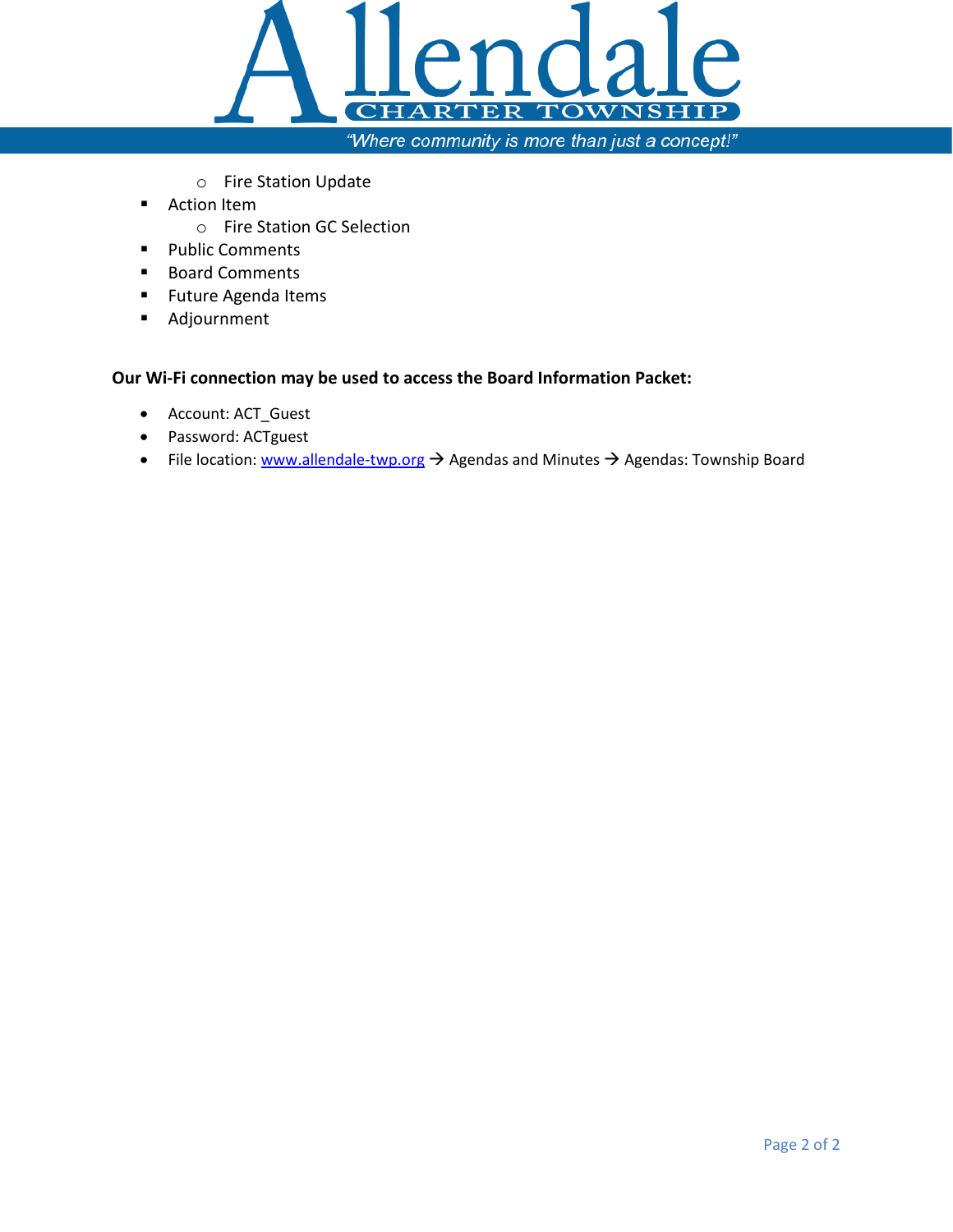- Fire Station Update
- Action Item
    - Fire Station GC Selection
- Public Comments
- Board Comments
- Future Agenda Items
- Adjournment

**Our Wi-Fi connection may be used to access the Board Information Packet:**

- Account: ACT_Guest
- Password: ACTguest
- File location: www.allendale-twp.org → Agendas and Minutes → Agendas: Township Board